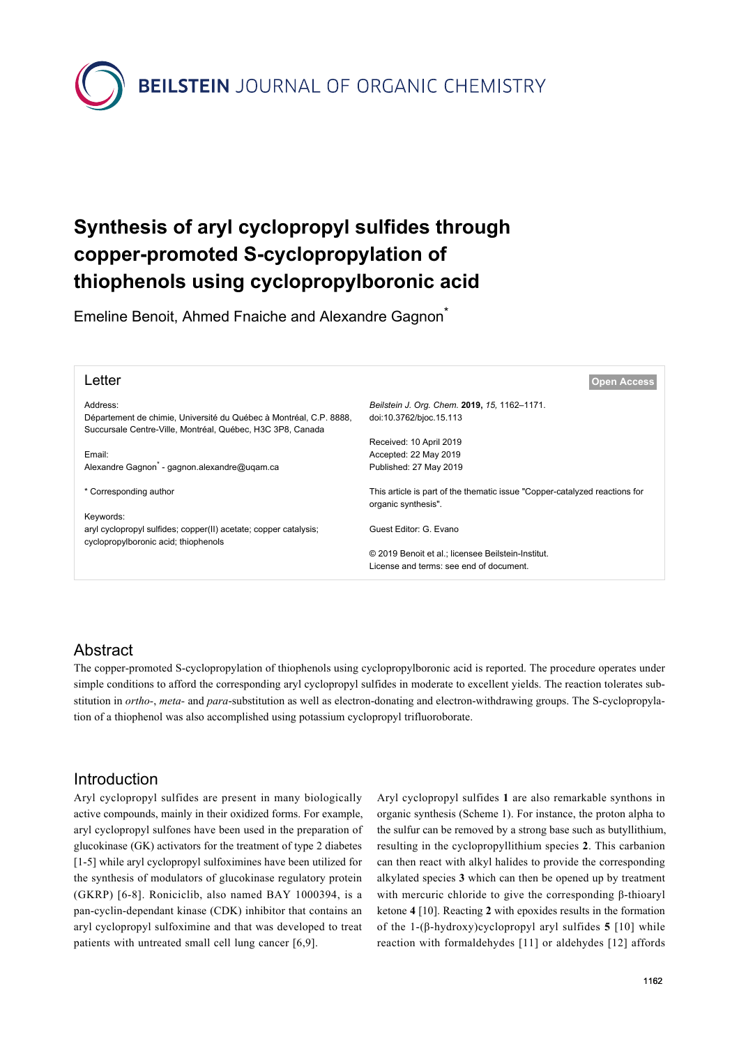# Synthesis of aryl cyclopropyl sulfides through copper-promoted S-cyclopropylation of thiophenols using cyclopropylboronic acid

Emeline Benoit, Ahmed Fnaiche and Alexandre Gagnon*

**Letter**

**Open Access**

Address:
Département de chimie, Université du Québec à Montréal, C.P. 8888, Succursale Centre-Ville, Montréal, Québec, H3C 3P8, Canada

Email:
Alexandre Gagnon* - gagnon.alexandre@uqam.ca

\* Corresponding author

Keywords:
aryl cyclopropyl sulfides; copper(II) acetate; copper catalysis; cyclopropylboronic acid; thiophenols

*Beilstein J. Org. Chem.* **2019,** *15,* 1162–1171.
doi:10.3762/bjoc.15.113

Received: 10 April 2019
Accepted: 22 May 2019
Published: 27 May 2019

This article is part of the thematic issue "Copper-catalyzed reactions for organic synthesis".

Guest Editor: G. Evano

© 2019 Benoit et al.; licensee Beilstein-Institut.
License and terms: see end of document.

## Abstract

The copper-promoted S-cyclopropylation of thiophenols using cyclopropylboronic acid is reported. The procedure operates under simple conditions to afford the corresponding aryl cyclopropyl sulfides in moderate to excellent yields. The reaction tolerates substitution in *ortho*-, *meta-* and *para*-substitution as well as electron-donating and electron-withdrawing groups. The S-cyclopropylation of a thiophenol was also accomplished using potassium cyclopropyl trifluoroborate.

## Introduction

Aryl cyclopropyl sulfides are present in many biologically active compounds, mainly in their oxidized forms. For example, aryl cyclopropyl sulfones have been used in the preparation of glucokinase (GK) activators for the treatment of type 2 diabetes [1-5] while aryl cyclopropyl sulfoximines have been utilized for the synthesis of modulators of glucokinase regulatory protein (GKRP) [6-8]. Roniciclib, also named BAY 1000394, is a pan-cyclin-dependant kinase (CDK) inhibitor that contains an aryl cyclopropyl sulfoximine and that was developed to treat patients with untreated small cell lung cancer [6,9].

Aryl cyclopropyl sulfides **1** are also remarkable synthons in organic synthesis (Scheme 1). For instance, the proton alpha to the sulfur can be removed by a strong base such as butyllithium, resulting in the cyclopropyllithium species **2**. This carbanion can then react with alkyl halides to provide the corresponding alkylated species **3** which can then be opened up by treatment with mercuric chloride to give the corresponding β-thioaryl ketone **4** [10]. Reacting **2** with epoxides results in the formation of the 1-(β-hydroxy)cyclopropyl aryl sulfides **5** [10] while reaction with formaldehydes [11] or aldehydes [12] affords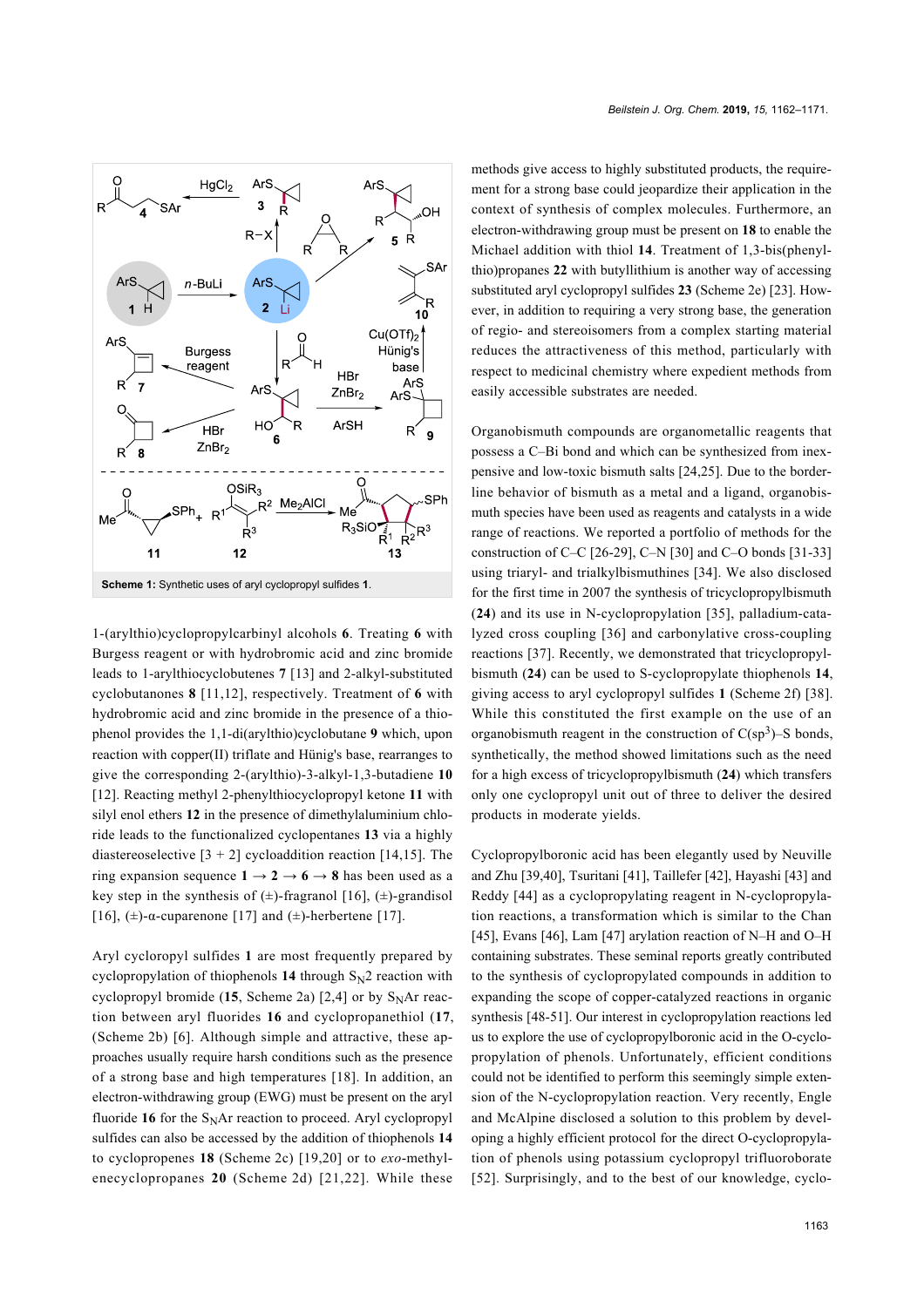Scheme 1: Synthetic uses of aryl cyclopropyl sulfides **1**.

1-(arylthio)cyclopropylcarbinyl alcohols **6**. Treating **6** with Burgess reagent or with hydrobromic acid and zinc bromide leads to 1-arylthiocyclobutenes **7** [13] and 2-alkyl-substituted cyclobutanones **8** [11,12], respectively. Treatment of **6** with hydrobromic acid and zinc bromide in the presence of a thiophenol provides the 1,1-di(arylthio)cyclobutane **9** which, upon reaction with copper(II) triflate and Hünig's base, rearranges to give the corresponding 2-(arylthio)-3-alkyl-1,3-butadiene **10** [12]. Reacting methyl 2-phenylthiocyclopropyl ketone **11** with silyl enol ethers **12** in the presence of dimethylaluminium chloride leads to the functionalized cyclopentanes **13** via a highly diastereoselective [3 + 2] cycloaddition reaction [14,15]. The ring expansion sequence **1** → **2** → **6** → **8** has been used as a key step in the synthesis of (±)-fragranol [16], (±)-grandisol [16], (±)-α-cuparenone [17] and (±)-herbertene [17].

Aryl cyclopropyl sulfides **1** are most frequently prepared by cyclopropylation of thiophenols **14** through $S_N2$ reaction with cyclopropyl bromide (**15**, Scheme 2a) [2,4] or by $S_NAr$ reaction between aryl fluorides **16** and cyclopropanethiol (**17**, (Scheme 2b) [6]. Although simple and attractive, these approaches usually require harsh conditions such as the presence of a strong base and high temperatures [18]. In addition, an electron-withdrawing group (EWG) must be present on the aryl fluoride **16** for the $S_NAr$ reaction to proceed. Aryl cyclopropyl sulfides can also be accessed by the addition of thiophenols **14** to cyclopropenes **18** (Scheme 2c) [19,20] or to *exo*-methylenecyclopropanes **20** (Scheme 2d) [21,22]. While these methods give access to highly substituted products, the requirement for a strong base could jeopardize their application in the context of synthesis of complex molecules. Furthermore, an electron-withdrawing group must be present on **18** to enable the Michael addition with thiol **14**. Treatment of 1,3-bis(phenylthio)propanes **22** with butyllithium is another way of accessing substituted aryl cyclopropyl sulfides **23** (Scheme 2e) [23]. However, in addition to requiring a very strong base, the generation of regio- and stereoisomers from a complex starting material reduces the attractiveness of this method, particularly with respect to medicinal chemistry where expedient methods from easily accessible substrates are needed.

Organobismuth compounds are organometallic reagents that possess a C–Bi bond and which can be synthesized from inexpensive and low-toxic bismuth salts [24,25]. Due to the borderline behavior of bismuth as a metal and a ligand, organobismuth species have been used as reagents and catalysts in a wide range of reactions. We reported a portfolio of methods for the construction of C–C [26-29], C–N [30] and C–O bonds [31-33] using triaryl- and trialkylbismuthines [34]. We also disclosed for the first time in 2007 the synthesis of tricyclopropylbismuth (**24**) and its use in N-cyclopropylation [35], palladium-catalyzed cross coupling [36] and carbonylative cross-coupling reactions [37]. Recently, we demonstrated that tricyclopropylbismuth (**24**) can be used to S-cyclopropylate thiophenols **14**, giving access to aryl cyclopropyl sulfides **1** (Scheme 2f) [38]. While this constituted the first example on the use of an organobismuth reagent in the construction of C($sp^3$)–S bonds, synthetically, the method showed limitations such as the need for a high excess of tricyclopropylbismuth (**24**) which transfers only one cyclopropyl unit out of three to deliver the desired products in moderate yields.

Cyclopropylboronic acid has been elegantly used by Neuville and Zhu [39,40], Tsuritani [41], Taillefer [42], Hayashi [43] and Reddy [44] as a cyclopropylating reagent in N-cyclopropylation reactions, a transformation which is similar to the Chan [45], Evans [46], Lam [47] arylation reaction of N–H and O–H containing substrates. These seminal reports greatly contributed to the synthesis of cyclopropylated compounds in addition to expanding the scope of copper-catalyzed reactions in organic synthesis [48-51]. Our interest in cyclopropylation reactions led us to explore the use of cyclopropylboronic acid in the O-cyclopropylation of phenols. Unfortunately, efficient conditions could not be identified to perform this seemingly simple extension of the N-cyclopropylation reaction. Very recently, Engle and McAlpine disclosed a solution to this problem by developing a highly efficient protocol for the direct O-cyclopropylation of phenols using potassium cyclopropyl trifluoroborate [52]. Surprisingly, and to the best of our knowledge, cyclo-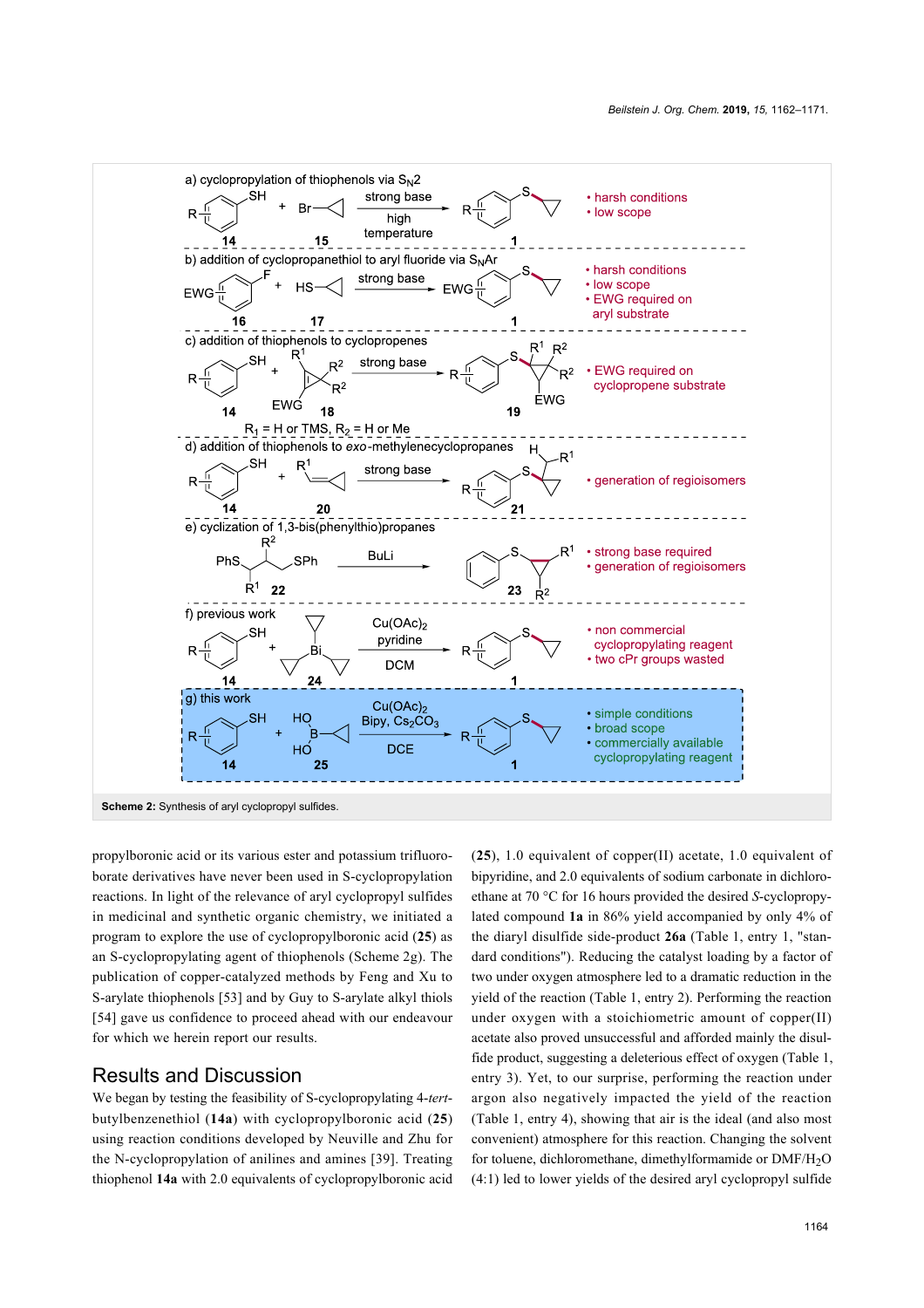Scheme 2: Synthesis of aryl cyclopropyl sulfides.

propylboronic acid or its various ester and potassium trifluoroborate derivatives have never been used in S-cyclopropylation reactions. In light of the relevance of aryl cyclopropyl sulfides in medicinal and synthetic organic chemistry, we initiated a program to explore the use of cyclopropylboronic acid (**25**) as an S-cyclopropylating agent of thiophenols (Scheme 2g). The publication of copper-catalyzed methods by Feng and Xu to S-arylate thiophenols [53] and by Guy to S-arylate alkyl thiols [54] gave us confidence to proceed ahead with our endeavour for which we herein report our results.

## Results and Discussion

We began by testing the feasibility of S-cyclopropylating 4-*tert*-butylbenzenethiol (**14a**) with cyclopropylboronic acid (**25**) using reaction conditions developed by Neuville and Zhu for the N-cyclopropylation of anilines and amines [39]. Treating thiophenol **14a** with 2.0 equivalents of cyclopropylboronic acid (**25**), 1.0 equivalent of copper(II) acetate, 1.0 equivalent of bipyridine, and 2.0 equivalents of sodium carbonate in dichloroethane at 70 °C for 16 hours provided the desired *S*-cyclopropylated compound **1a** in 86% yield accompanied by only 4% of the diaryl disulfide side-product **26a** (Table 1, entry 1, "standard conditions"). Reducing the catalyst loading by a factor of two under oxygen atmosphere led to a dramatic reduction in the yield of the reaction (Table 1, entry 2). Performing the reaction under oxygen with a stoichiometric amount of copper(II) acetate also proved unsuccessful and afforded mainly the disulfide product, suggesting a deleterious effect of oxygen (Table 1, entry 3). Yet, to our surprise, performing the reaction under argon also negatively impacted the yield of the reaction (Table 1, entry 4), showing that air is the ideal (and also most convenient) atmosphere for this reaction. Changing the solvent for toluene, dichloromethane, dimethylformamide or DMF/$H_2O$ (4:1) led to lower yields of the desired aryl cyclopropyl sulfide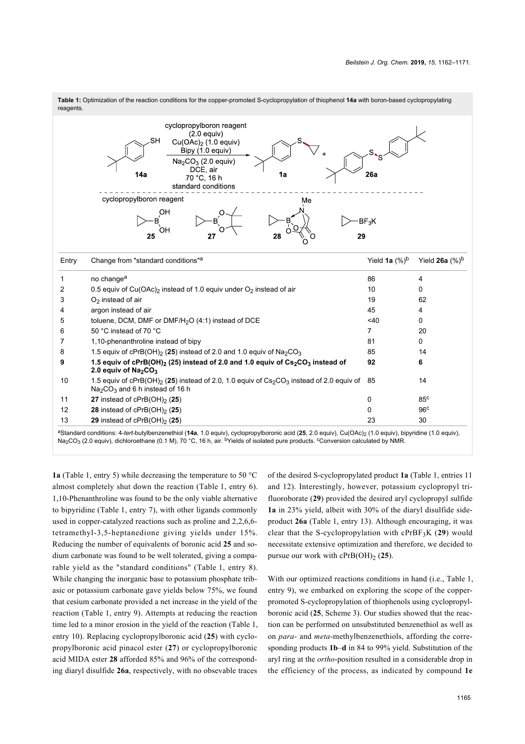**Table 1:** Optimization of the reaction conditions for the copper-promoted S-cyclopropylation of thiophenol **14a** with boron-based cyclopropylating reagents.

| Entry | Change from "standard conditions"[a] | Yield **1a** (%)[b] | Yield **26a** (%)[b] |
|---|---|---|---|
| 1 | no change[a] | 86 | 4 |
| 2 | 0.5 equiv of $Cu(OAc)_2$ instead of 1.0 equiv under $O_2$ instead of air | 10 | 0 |
| 3 | $O_2$ instead of air | 19 | 62 |
| 4 | argon instead of air | 45 | 4 |
| 5 | toluene, DCM, DMF or DMF/$H_2O$ (4:1) instead of DCE | <40 | 0 |
| 6 | 50 °C instead of 70 °C | 7 | 20 |
| 7 | 1,10-phenanthroline instead of bipy | 81 | 0 |
| 8 | 1.5 equiv of cPrB(OH)$_2$ (**25**) instead of 2.0 and 1.0 equiv of $Na_2CO_3$ | 85 | 14 |
| **9** | **1.5 equiv of cPrB(OH)$_2$ (25) instead of 2.0 and 1.0 equiv of $Cs_2CO_3$ instead of 2.0 equiv of $Na_2CO_3$** | **92** | **6** |
| 10 | 1.5 equiv of cPrB(OH)$_2$ (**25**) instead of 2.0, 1.0 equiv of $Cs_2CO_3$ instead of 2.0 equiv of $Na_2CO_3$ and 6 h instead of 16 h | 85 | 14 |
| 11 | **27** instead of cPrB(OH)$_2$ (**25**) | 0 | 85[c] |
| 12 | **28** instead of cPrB(OH)$_2$ (**25**) | 0 | 96[c] |
| 13 | **29** instead of cPrB(OH)$_2$ (**25**) | 23 | 30 |

[a]Standard conditions: 4-*tert*-butylbenzenethiol (**14a**, 1.0 equiv), cyclopropylboronic acid (**25**, 2.0 equiv), $Cu(OAc)_2$ (1.0 equiv), bipyridine (1.0 equiv), $Na_2CO_3$ (2.0 equiv), dichloroethane (0.1 M), 70 °C, 16 h, air. [b]Yields of isolated pure products. [c]Conversion calculated by NMR.

**1a** (Table 1, entry 5) while decreasing the temperature to 50 °C almost completely shut down the reaction (Table 1, entry 6). 1,10-Phenanthroline was found to be the only viable alternative to bipyridine (Table 1, entry 7), with other ligands commonly used in copper-catalyzed reactions such as proline and 2,2,6,6-tetramethyl-3,5-heptanedione giving yields under 15%. Reducing the number of equivalents of boronic acid **25** and sodium carbonate was found to be well tolerated, giving a comparable yield as the "standard conditions" (Table 1, entry 8). While changing the inorganic base to potassium phosphate tribasic or potassium carbonate gave yields below 75%, we found that cesium carbonate provided a net increase in the yield of the reaction (Table 1, entry 9). Attempts at reducing the reaction time led to a minor erosion in the yield of the reaction (Table 1, entry 10). Replacing cyclopropylboronic acid (**25**) with cyclopropylboronic acid pinacol ester (**27**) or cyclopropylboronic acid MIDA ester **28** afforded 85% and 96% of the corresponding diaryl disulfide **26a**, respectively, with no obsevable traces of the desired S-cyclopropylated product **1a** (Table 1, entries 11 and 12). Interestingly, however, potassium cyclopropyl trifluoroborate (**29**) provided the desired aryl cyclopropyl sulfide **1a** in 23% yield, albeit with 30% of the diaryl disulfide side-product **26a** (Table 1, entry 13). Although encouraging, it was clear that the S-cyclopropylation with $cPrBF_3K$ (**29**) would necessitate extensive optimization and therefore, we decided to pursue our work with cPrB(OH)$_2$ (**25**).

With our optimized reactions conditions in hand (i.e., Table 1, entry 9), we embarked on exploring the scope of the copper-promoted S-cyclopropylation of thiophenols using cyclopropylboronic acid (**25**, Scheme 3). Our studies showed that the reaction can be performed on unsubstituted benzenethiol as well as on *para*- and *meta*-methylbenzenethiols, affording the corresponding products **1b**–**d** in 84 to 99% yield. Substitution of the aryl ring at the *ortho*-position resulted in a considerable drop in the efficiency of the process, as indicated by compound **1e**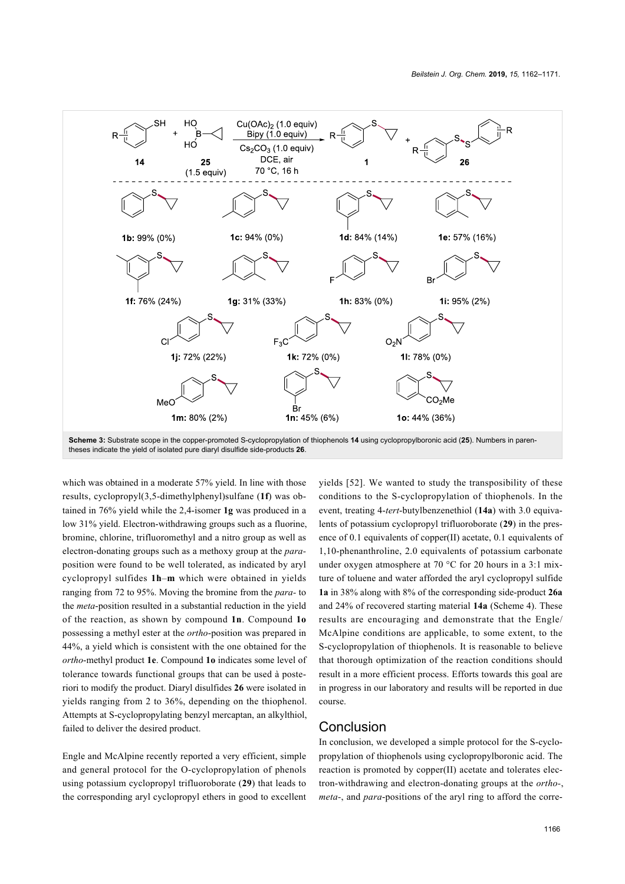**Scheme 3:** Substrate scope in the copper-promoted S-cyclopropylation of thiophenols **14** using cyclopropylboronic acid (**25**). Numbers in parentheses indicate the yield of isolated pure diaryl disulfide side-products **26**.

which was obtained in a moderate 57% yield. In line with those results, cyclopropyl(3,5-dimethylphenyl)sulfane (**1f**) was obtained in 76% yield while the 2,4-isomer **1g** was produced in a low 31% yield. Electron-withdrawing groups such as a fluorine, bromine, chlorine, trifluoromethyl and a nitro group as well as electron-donating groups such as a methoxy group at the *para*-position were found to be well tolerated, as indicated by aryl cyclopropyl sulfides **1h**–**m** which were obtained in yields ranging from 72 to 95%. Moving the bromine from the *para*- to the *meta*-position resulted in a substantial reduction in the yield of the reaction, as shown by compound **1n**. Compound **1o** possessing a methyl ester at the *ortho*-position was prepared in 44%, a yield which is consistent with the one obtained for the *ortho*-methyl product **1e**. Compound **1o** indicates some level of tolerance towards functional groups that can be used à posteriori to modify the product. Diaryl disulfides **26** were isolated in yields ranging from 2 to 36%, depending on the thiophenol. Attempts at S-cyclopropylating benzyl mercaptan, an alkylthiol, failed to deliver the desired product.

Engle and McAlpine recently reported a very efficient, simple and general protocol for the O-cyclopropylation of phenols using potassium cyclopropyl trifluoroborate (**29**) that leads to the corresponding aryl cyclopropyl ethers in good to excellent yields [52]. We wanted to study the transposibility of these conditions to the S-cyclopropylation of thiophenols. In the event, treating 4-*tert*-butylbenzenethiol (**14a**) with 3.0 equivalents of potassium cyclopropyl trifluoroborate (**29**) in the presence of 0.1 equivalents of copper(II) acetate, 0.1 equivalents of 1,10-phenanthroline, 2.0 equivalents of potassium carbonate under oxygen atmosphere at 70 °C for 20 hours in a 3:1 mixture of toluene and water afforded the aryl cyclopropyl sulfide **1a** in 38% along with 8% of the corresponding side-product **26a** and 24% of recovered starting material **14a** (Scheme 4). These results are encouraging and demonstrate that the Engle/McAlpine conditions are applicable, to some extent, to the S-cyclopropylation of thiophenols. It is reasonable to believe that thorough optimization of the reaction conditions should result in a more efficient process. Efforts towards this goal are in progress in our laboratory and results will be reported in due course.

## Conclusion

In conclusion, we developed a simple protocol for the S-cyclopropylation of thiophenols using cyclopropylboronic acid. The reaction is promoted by copper(II) acetate and tolerates electron-withdrawing and electron-donating groups at the *ortho*-, *meta*-, and *para*-positions of the aryl ring to afford the corre-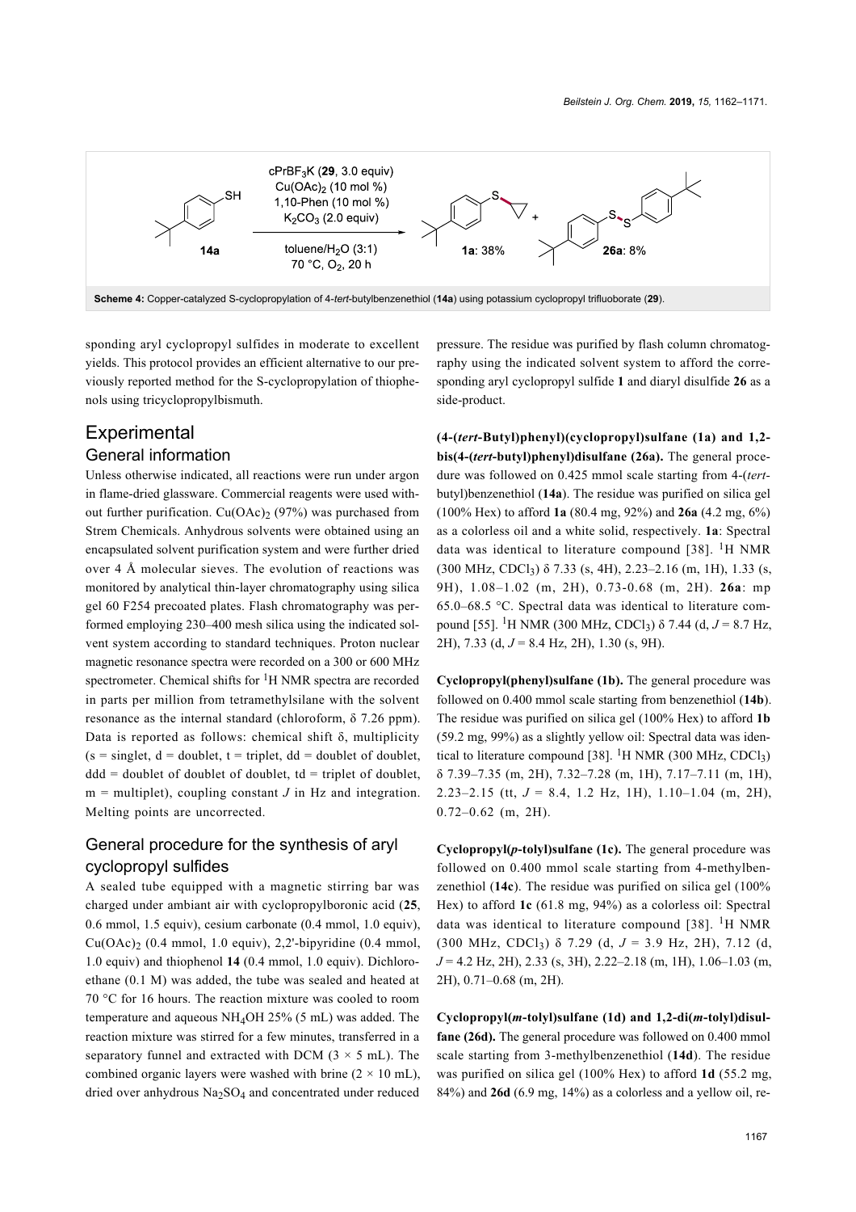Scheme 4: Copper-catalyzed S-cyclopropylation of 4-*tert*-butylbenzenethiol (**14a**) using potassium cyclopropyl trifluoborate (**29**).

sponding aryl cyclopropyl sulfides in moderate to excellent yields. This protocol provides an efficient alternative to our previously reported method for the S-cyclopropylation of thiophenols using tricyclopropylbismuth.

# Experimental

## General information

Unless otherwise indicated, all reactions were run under argon in flame-dried glassware. Commercial reagents were used without further purification. $Cu(OAc)_2$ (97%) was purchased from Strem Chemicals. Anhydrous solvents were obtained using an encapsulated solvent purification system and were further dried over 4 Å molecular sieves. The evolution of reactions was monitored by analytical thin-layer chromatography using silica gel 60 F254 precoated plates. Flash chromatography was performed employing 230–400 mesh silica using the indicated solvent system according to standard techniques. Proton nuclear magnetic resonance spectra were recorded on a 300 or 600 MHz spectrometer. Chemical shifts for $^1$H NMR spectra are recorded in parts per million from tetramethylsilane with the solvent resonance as the internal standard (chloroform, δ 7.26 ppm). Data is reported as follows: chemical shift δ, multiplicity (s = singlet, d = doublet, t = triplet, dd = doublet of doublet, ddd = doublet of doublet of doublet, td = triplet of doublet, m = multiplet), coupling constant *J* in Hz and integration. Melting points are uncorrected.

## General procedure for the synthesis of aryl cyclopropyl sulfides

A sealed tube equipped with a magnetic stirring bar was charged under ambiant air with cyclopropylboronic acid (**25**, 0.6 mmol, 1.5 equiv), cesium carbonate (0.4 mmol, 1.0 equiv), $Cu(OAc)_2$ (0.4 mmol, 1.0 equiv), 2,2'-bipyridine (0.4 mmol, 1.0 equiv) and thiophenol **14** (0.4 mmol, 1.0 equiv). Dichloroethane (0.1 M) was added, the tube was sealed and heated at 70 °C for 16 hours. The reaction mixture was cooled to room temperature and aqueous $NH_4OH$ 25% (5 mL) was added. The reaction mixture was stirred for a few minutes, transferred in a separatory funnel and extracted with DCM (3 × 5 mL). The combined organic layers were washed with brine (2 × 10 mL), dried over anhydrous $Na_2SO_4$ and concentrated under reduced pressure. The residue was purified by flash column chromatography using the indicated solvent system to afford the corresponding aryl cyclopropyl sulfide **1** and diaryl disulfide **26** as a side-product.

**(4-(*tert*-Butyl)phenyl)(cyclopropyl)sulfane (1a) and 1,2-bis(4-(*tert*-butyl)phenyl)disulfane (26a).** The general procedure was followed on 0.425 mmol scale starting from 4-(*tert*-butyl)benzenethiol (**14a**). The residue was purified on silica gel (100% Hex) to afford **1a** (80.4 mg, 92%) and **26a** (4.2 mg, 6%) as a colorless oil and a white solid, respectively. **1a**: Spectral data was identical to literature compound [38]. $^1$H NMR (300 MHz, $CDCl_3$) δ 7.33 (s, 4H), 2.23–2.16 (m, 1H), 1.33 (s, 9H), 1.08–1.02 (m, 2H), 0.73-0.68 (m, 2H). **26a**: mp 65.0–68.5 °C. Spectral data was identical to literature compound [55]. $^1$H NMR (300 MHz, $CDCl_3$) δ 7.44 (d, *J* = 8.7 Hz, 2H), 7.33 (d, *J* = 8.4 Hz, 2H), 1.30 (s, 9H).

**Cyclopropyl(phenyl)sulfane (1b).** The general procedure was followed on 0.400 mmol scale starting from benzenethiol (**14b**). The residue was purified on silica gel (100% Hex) to afford **1b** (59.2 mg, 99%) as a slightly yellow oil: Spectral data was identical to literature compound [38]. $^1$H NMR (300 MHz, $CDCl_3$) δ 7.39–7.35 (m, 2H), 7.32–7.28 (m, 1H), 7.17–7.11 (m, 1H), 2.23–2.15 (tt, *J* = 8.4, 1.2 Hz, 1H), 1.10–1.04 (m, 2H), 0.72–0.62 (m, 2H).

**Cyclopropyl(*p*-tolyl)sulfane (1c).** The general procedure was followed on 0.400 mmol scale starting from 4-methylbenzenethiol (**14c**). The residue was purified on silica gel (100% Hex) to afford **1c** (61.8 mg, 94%) as a colorless oil: Spectral data was identical to literature compound [38]. $^1$H NMR (300 MHz, $CDCl_3$) δ 7.29 (d, *J* = 3.9 Hz, 2H), 7.12 (d, *J* = 4.2 Hz, 2H), 2.33 (s, 3H), 2.22–2.18 (m, 1H), 1.06–1.03 (m, 2H), 0.71–0.68 (m, 2H).

**Cyclopropyl(*m*-tolyl)sulfane (1d) and 1,2-di(*m*-tolyl)disulfane (26d).** The general procedure was followed on 0.400 mmol scale starting from 3-methylbenzenethiol (**14d**). The residue was purified on silica gel (100% Hex) to afford **1d** (55.2 mg, 84%) and **26d** (6.9 mg, 14%) as a colorless and a yellow oil, re-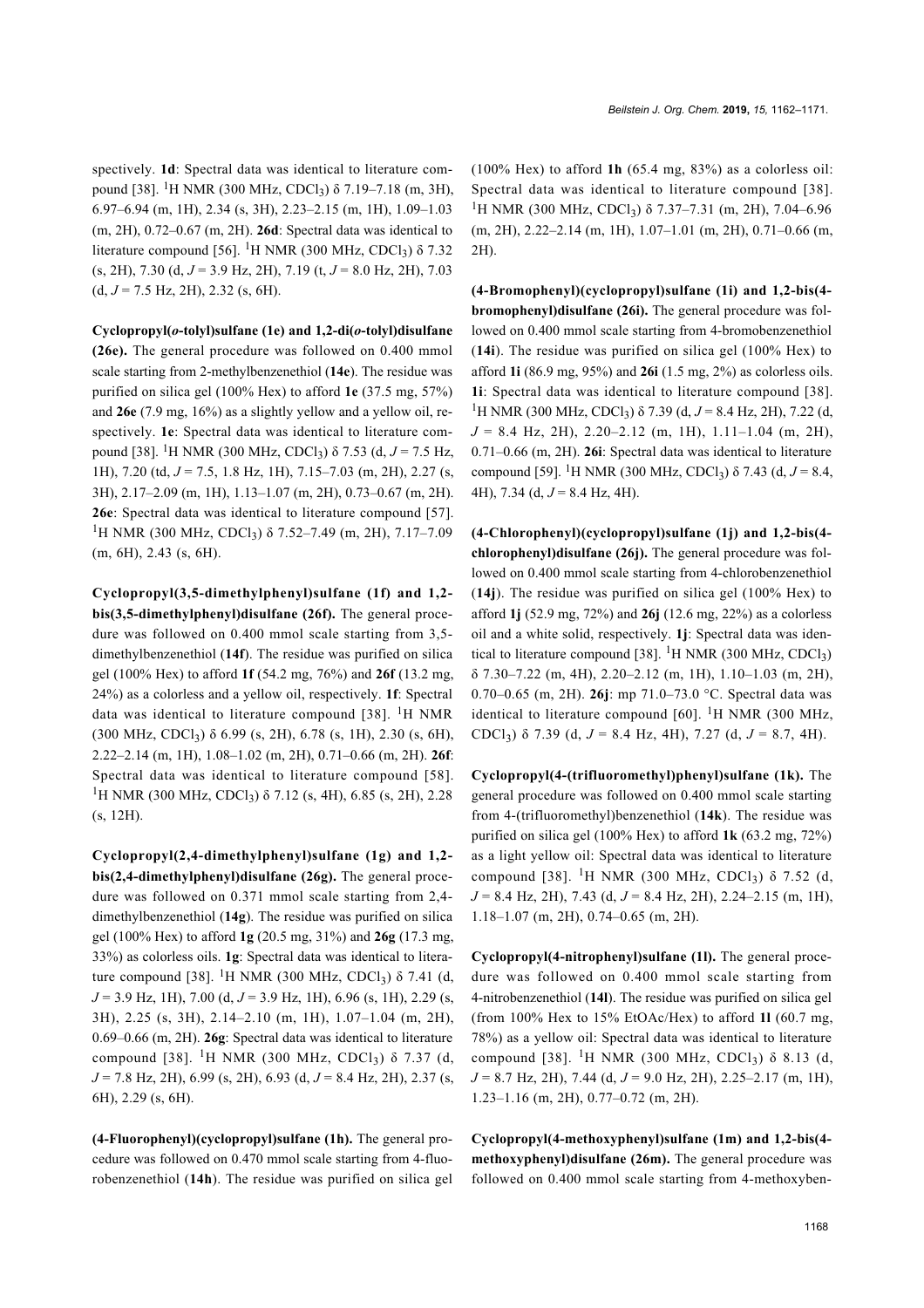spectively. **1d**: Spectral data was identical to literature compound [38]. $^1$H NMR (300 MHz, $CDCl_3$) δ 7.19–7.18 (m, 3H), 6.97–6.94 (m, 1H), 2.34 (s, 3H), 2.23–2.15 (m, 1H), 1.09–1.03 (m, 2H), 0.72–0.67 (m, 2H). **26d**: Spectral data was identical to literature compound [56]. $^1$H NMR (300 MHz, $CDCl_3$) δ 7.32 (s, 2H), 7.30 (d, $J$ = 3.9 Hz, 2H), 7.19 (t, $J$ = 8.0 Hz, 2H), 7.03 (d, $J$ = 7.5 Hz, 2H), 2.32 (s, 6H).

**Cyclopropyl(*o*-tolyl)sulfane (1e) and 1,2-di(*o*-tolyl)disulfane (26e).** The general procedure was followed on 0.400 mmol scale starting from 2-methylbenzenethiol (**14e**). The residue was purified on silica gel (100% Hex) to afford **1e** (37.5 mg, 57%) and **26e** (7.9 mg, 16%) as a slightly yellow and a yellow oil, respectively. **1e**: Spectral data was identical to literature compound [38]. $^1$H NMR (300 MHz, $CDCl_3$) δ 7.53 (d, $J$ = 7.5 Hz, 1H), 7.20 (td, $J$ = 7.5, 1.8 Hz, 1H), 7.15–7.03 (m, 2H), 2.27 (s, 3H), 2.17–2.09 (m, 1H), 1.13–1.07 (m, 2H), 0.73–0.67 (m, 2H). **26e**: Spectral data was identical to literature compound [57]. $^1$H NMR (300 MHz, $CDCl_3$) δ 7.52–7.49 (m, 2H), 7.17–7.09 (m, 6H), 2.43 (s, 6H).

**Cyclopropyl(3,5-dimethylphenyl)sulfane (1f) and 1,2-bis(3,5-dimethylphenyl)disulfane (26f).** The general procedure was followed on 0.400 mmol scale starting from 3,5-dimethylbenzenethiol (**14f**). The residue was purified on silica gel (100% Hex) to afford **1f** (54.2 mg, 76%) and **26f** (13.2 mg, 24%) as a colorless and a yellow oil, respectively. **1f**: Spectral data was identical to literature compound [38]. $^1$H NMR (300 MHz, $CDCl_3$) δ 6.99 (s, 2H), 6.78 (s, 1H), 2.30 (s, 6H), 2.22–2.14 (m, 1H), 1.08–1.02 (m, 2H), 0.71–0.66 (m, 2H). **26f**: Spectral data was identical to literature compound [58]. $^1$H NMR (300 MHz, $CDCl_3$) δ 7.12 (s, 4H), 6.85 (s, 2H), 2.28 (s, 12H).

**Cyclopropyl(2,4-dimethylphenyl)sulfane (1g) and 1,2-bis(2,4-dimethylphenyl)disulfane (26g).** The general procedure was followed on 0.371 mmol scale starting from 2,4-dimethylbenzenethiol (**14g**). The residue was purified on silica gel (100% Hex) to afford **1g** (20.5 mg, 31%) and **26g** (17.3 mg, 33%) as colorless oils. **1g**: Spectral data was identical to literature compound [38]. $^1$H NMR (300 MHz, $CDCl_3$) δ 7.41 (d, $J$ = 3.9 Hz, 1H), 7.00 (d, $J$ = 3.9 Hz, 1H), 6.96 (s, 1H), 2.29 (s, 3H), 2.25 (s, 3H), 2.14–2.10 (m, 1H), 1.07–1.04 (m, 2H), 0.69–0.66 (m, 2H). **26g**: Spectral data was identical to literature compound [38]. $^1$H NMR (300 MHz, $CDCl_3$) δ 7.37 (d, $J$ = 7.8 Hz, 2H), 6.99 (s, 2H), 6.93 (d, $J$ = 8.4 Hz, 2H), 2.37 (s, 6H), 2.29 (s, 6H).

**(4-Fluorophenyl)(cyclopropyl)sulfane (1h).** The general procedure was followed on 0.470 mmol scale starting from 4-fluorobenzenethiol (**14h**). The residue was purified on silica gel (100% Hex) to afford **1h** (65.4 mg, 83%) as a colorless oil: Spectral data was identical to literature compound [38]. $^1$H NMR (300 MHz, $CDCl_3$) δ 7.37–7.31 (m, 2H), 7.04–6.96 (m, 2H), 2.22–2.14 (m, 1H), 1.07–1.01 (m, 2H), 0.71–0.66 (m, 2H).

**(4-Bromophenyl)(cyclopropyl)sulfane (1i) and 1,2-bis(4-bromophenyl)disulfane (26i).** The general procedure was followed on 0.400 mmol scale starting from 4-bromobenzenethiol (**14i**). The residue was purified on silica gel (100% Hex) to afford **1i** (86.9 mg, 95%) and **26i** (1.5 mg, 2%) as colorless oils. **1i**: Spectral data was identical to literature compound [38]. $^1$H NMR (300 MHz, $CDCl_3$) δ 7.39 (d, $J$ = 8.4 Hz, 2H), 7.22 (d, $J$ = 8.4 Hz, 2H), 2.20–2.12 (m, 1H), 1.11–1.04 (m, 2H), 0.71–0.66 (m, 2H). **26i**: Spectral data was identical to literature compound [59]. $^1$H NMR (300 MHz, $CDCl_3$) δ 7.43 (d, $J$ = 8.4, 4H), 7.34 (d, $J$ = 8.4 Hz, 4H).

**(4-Chlorophenyl)(cyclopropyl)sulfane (1j) and 1,2-bis(4-chlorophenyl)disulfane (26j).** The general procedure was followed on 0.400 mmol scale starting from 4-chlorobenzenethiol (**14j**). The residue was purified on silica gel (100% Hex) to afford **1j** (52.9 mg, 72%) and **26j** (12.6 mg, 22%) as a colorless oil and a white solid, respectively. **1j**: Spectral data was identical to literature compound [38]. $^1$H NMR (300 MHz, $CDCl_3$) δ 7.30–7.22 (m, 4H), 2.20–2.12 (m, 1H), 1.10–1.03 (m, 2H), 0.70–0.65 (m, 2H). **26j**: mp 71.0–73.0 °C. Spectral data was identical to literature compound [60]. $^1$H NMR (300 MHz, $CDCl_3$) δ 7.39 (d, $J$ = 8.4 Hz, 4H), 7.27 (d, $J$ = 8.7, 4H).

**Cyclopropyl(4-(trifluoromethyl)phenyl)sulfane (1k).** The general procedure was followed on 0.400 mmol scale starting from 4-(trifluoromethyl)benzenethiol (**14k**). The residue was purified on silica gel (100% Hex) to afford **1k** (63.2 mg, 72%) as a light yellow oil: Spectral data was identical to literature compound [38]. $^1$H NMR (300 MHz, $CDCl_3$) δ 7.52 (d, $J$ = 8.4 Hz, 2H), 7.43 (d, $J$ = 8.4 Hz, 2H), 2.24–2.15 (m, 1H), 1.18–1.07 (m, 2H), 0.74–0.65 (m, 2H).

**Cyclopropyl(4-nitrophenyl)sulfane (1l).** The general procedure was followed on 0.400 mmol scale starting from 4-nitrobenzenethiol (**14l**). The residue was purified on silica gel (from 100% Hex to 15% EtOAc/Hex) to afford **1l** (60.7 mg, 78%) as a yellow oil: Spectral data was identical to literature compound [38]. $^1$H NMR (300 MHz, $CDCl_3$) δ 8.13 (d, $J$ = 8.7 Hz, 2H), 7.44 (d, $J$ = 9.0 Hz, 2H), 2.25–2.17 (m, 1H), 1.23–1.16 (m, 2H), 0.77–0.72 (m, 2H).

**Cyclopropyl(4-methoxyphenyl)sulfane (1m) and 1,2-bis(4-methoxyphenyl)disulfane (26m).** The general procedure was followed on 0.400 mmol scale starting from 4-methoxyben-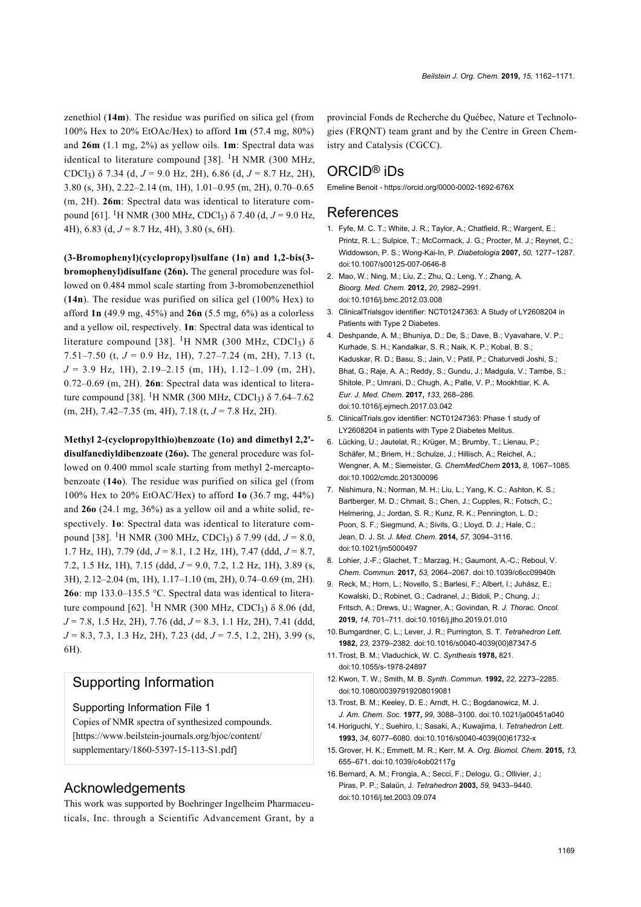zenethiol (**14m**). The residue was purified on silica gel (from 100% Hex to 20% EtOAc/Hex) to afford **1m** (57.4 mg, 80%) and **26m** (1.1 mg, 2%) as yellow oils. **1m**: Spectral data was identical to literature compound [38]. $^1$H NMR (300 MHz, $CDCl_3$) δ 7.34 (d, *J* = 9.0 Hz, 2H), 6.86 (d, *J* = 8.7 Hz, 2H), 3.80 (s, 3H), 2.22–2.14 (m, 1H), 1.01–0.95 (m, 2H), 0.70–0.65 (m, 2H). **26m**: Spectral data was identical to literature compound [61]. $^1$H NMR (300 MHz, $CDCl_3$) δ 7.40 (d, *J* = 9.0 Hz, 4H), 6.83 (d, *J* = 8.7 Hz, 4H), 3.80 (s, 6H).

**(3-Bromophenyl)(cyclopropyl)sulfane (1n) and 1,2-bis(3-bromophenyl)disulfane (26n).** The general procedure was followed on 0.484 mmol scale starting from 3-bromobenzenethiol (**14n**). The residue was purified on silica gel (100% Hex) to afford **1n** (49.9 mg, 45%) and **26n** (5.5 mg, 6%) as a colorless and a yellow oil, respectively. **1n**: Spectral data was identical to literature compound [38]. $^1$H NMR (300 MHz, $CDCl_3$) δ 7.51–7.50 (t, *J* = 0.9 Hz, 1H), 7.27–7.24 (m, 2H), 7.13 (t, *J* = 3.9 Hz, 1H), 2.19–2.15 (m, 1H), 1.12–1.09 (m, 2H), 0.72–0.69 (m, 2H). **26n**: Spectral data was identical to literature compound [38]. $^1$H NMR (300 MHz, $CDCl_3$) δ 7.64–7.62 (m, 2H), 7.42–7.35 (m, 4H), 7.18 (t, *J* = 7.8 Hz, 2H).

**Methyl 2-(cyclopropylthio)benzoate (1o) and dimethyl 2,2'-disulfanediyldibenzoate (26o).** The general procedure was followed on 0.400 mmol scale starting from methyl 2-mercaptobenzoate (**14o**). The residue was purified on silica gel (from 100% Hex to 20% EtOAC/Hex) to afford **1o** (36.7 mg, 44%) and **26o** (24.1 mg, 36%) as a yellow oil and a white solid, respectively. **1o**: Spectral data was identical to literature compound [38]. $^1$H NMR (300 MHz, $CDCl_3$) δ 7.99 (dd, *J* = 8.0, 1.7 Hz, 1H), 7.79 (dd, *J* = 8.1, 1.2 Hz, 1H), 7.47 (ddd, *J* = 8.7, 7.2, 1.5 Hz, 1H), 7.15 (ddd, *J* = 9.0, 7.2, 1.2 Hz, 1H), 3.89 (s, 3H), 2.12–2.04 (m, 1H), 1.17–1.10 (m, 2H), 0.74–0.69 (m, 2H). **26o**: mp 133.0–135.5 °C. Spectral data was identical to literature compound [62]. $^1$H NMR (300 MHz, $CDCl_3$) δ 8.06 (dd, *J* = 7.8, 1.5 Hz, 2H), 7.76 (dd, *J* = 8.3, 1.1 Hz, 2H), 7.41 (ddd, *J* = 8.3, 7.3, 1.3 Hz, 2H), 7.23 (dd, *J* = 7.5, 1.2, 2H), 3.99 (s, 6H).

## Supporting Information

### Supporting Information File 1

Copies of NMR spectra of synthesized compounds.
[https://www.beilstein-journals.org/bjoc/content/supplementary/1860-5397-15-113-S1.pdf]

## Acknowledgements

This work was supported by Boehringer Ingelheim Pharmaceuticals, Inc. through a Scientific Advancement Grant, by a provincial Fonds de Recherche du Québec, Nature et Technologies (FRQNT) team grant and by the Centre in Green Chemistry and Catalysis (CGCC).

## ORCID® iDs

Emeline Benoit - https://orcid.org/0000-0002-1692-676X

## References

1. Fyfe, M. C. T.; White, J. R.; Taylor, A.; Chatfield, R.; Wargent, E.; Printz, R. L.; Sulpice, T.; McCormack, J. G.; Procter, M. J.; Reynet, C.; Widdowson, P. S.; Wong-Kai-In, P. *Diabetologia* **2007,** *50,* 1277–1287. doi:10.1007/s00125-007-0646-8
2. Mao, W.; Ning, M.; Liu, Z.; Zhu, Q.; Leng, Y.; Zhang, A. *Bioorg. Med. Chem.* **2012,** *20,* 2982–2991. doi:10.1016/j.bmc.2012.03.008
3. ClinicalTrialsgov identifier: NCT01247363: A Study of LY2608204 in Patients with Type 2 Diabetes.
4. Deshpande, A. M.; Bhuniya, D.; De, S.; Dave, B.; Vyavahare, V. P.; Kurhade, S. H.; Kandalkar, S. R.; Naik, K. P.; Kobal, B. S.; Kaduskar, R. D.; Basu, S.; Jain, V.; Patil, P.; Chaturvedi Joshi, S.; Bhat, G.; Raje, A. A.; Reddy, S.; Gundu, J.; Madgula, V.; Tambe, S.; Shitole, P.; Umrani, D.; Chugh, A.; Palle, V. P.; Mookhtiar, K. A. *Eur. J. Med. Chem.* **2017,** *133,* 268–286. doi:10.1016/j.ejmech.2017.03.042
5. ClinicalTrials.gov identifier: NCT01247363: Phase 1 study of LY2608204 in patients with Type 2 Diabetes Melitus.
6. Lücking, U.; Jautelat, R.; Krüger, M.; Brumby, T.; Lienau, P.; Schäfer, M.; Briem, H.; Schulze, J.; Hillisch, A.; Reichel, A.; Wengner, A. M.; Siemeister, G. *ChemMedChem* **2013,** *8,* 1067–1085. doi:10.1002/cmdc.201300096
7. Nishimura, N.; Norman, M. H.; Liu, L.; Yang, K. C.; Ashton, K. S.; Bartberger, M. D.; Chmait, S.; Chen, J.; Cupples, R.; Fotsch, C.; Helmering, J.; Jordan, S. R.; Kunz, R. K.; Pennington, L. D.; Poon, S. F.; Siegmund, A.; Sivits, G.; Lloyd, D. J.; Hale, C.; Jean, D. J. St. *J. Med. Chem.* **2014,** *57,* 3094–3116. doi:10.1021/jm5000497
8. Lohier, J.-F.; Glachet, T.; Marzag, H.; Gaumont, A.-C.; Reboul, V. *Chem. Commun.* **2017,** *53,* 2064–2067. doi:10.1039/c6cc09940h
9. Reck, M.; Horn, L.; Novello, S.; Barlesi, F.; Albert, I.; Juhász, E.; Kowalski, D.; Robinet, G.; Cadranel, J.; Bidoli, P.; Chung, J.; Fritsch, A.; Drews, U.; Wagner, A.; Govindan, R. *J. Thorac. Oncol.* **2019,** *14,* 701–711. doi:10.1016/j.jtho.2019.01.010
10. Bumgardner, C. L.; Lever, J. R.; Purrington, S. T. *Tetrahedron Lett.* **1982,** *23,* 2379–2382. doi:10.1016/s0040-4039(00)87347-5
11. Trost, B. M.; Vladuchick, W. C. *Synthesis* **1978,** 821. doi:10.1055/s-1978-24897
12. Kwon, T. W.; Smith, M. B. *Synth. Commun.* **1992,** *22,* 2273–2285. doi:10.1080/00397919208019081
13. Trost, B. M.; Keeley, D. E.; Arndt, H. C.; Bogdanowicz, M. J. *J. Am. Chem. Soc.* **1977,** *99,* 3088–3100. doi:10.1021/ja00451a040
14. Horiguchi, Y.; Suehiro, I.; Sasaki, A.; Kuwajima, I. *Tetrahedron Lett.* **1993,** *34,* 6077–6080. doi:10.1016/s0040-4039(00)61732-x
15. Grover, H. K.; Emmett, M. R.; Kerr, M. A. *Org. Biomol. Chem.* **2015,** *13,* 655–671. doi:10.1039/c4ob02117g
16. Bernard, A. M.; Frongia, A.; Secci, F.; Delogu, G.; Ollivier, J.; Piras, P. P.; Salaün, J. *Tetrahedron* **2003,** *59,* 9433–9440. doi:10.1016/j.tet.2003.09.074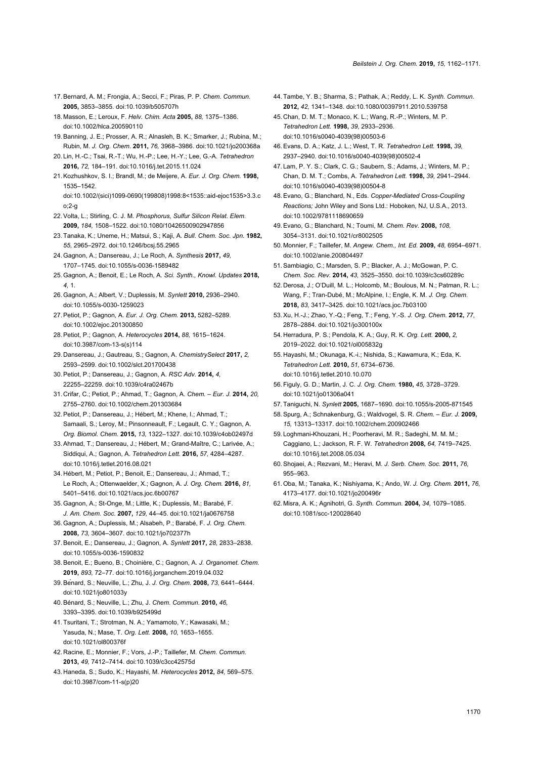17. Bernard, A. M.; Frongia, A.; Secci, F.; Piras, P. P. *Chem. Commun.* **2005,** 3853–3855. doi:10.1039/b505707h
18. Masson, E.; Leroux, F. *Helv. Chim. Acta* **2005,** *88,* 1375–1386. doi:10.1002/hlca.200590110
19. Banning, J. E.; Prosser, A. R.; Alnasleh, B. K.; Smarker, J.; Rubina, M.; Rubin, M. *J. Org. Chem.* **2011,** *76,* 3968–3986. doi:10.1021/jo200368a
20. Lin, H.-C.; Tsai, R.-T.; Wu, H.-P.; Lee, H.-Y.; Lee, G.-A. *Tetrahedron* **2016,** *72,* 184–191. doi:10.1016/j.tet.2015.11.024
21. Kozhushkov, S. I.; Brandl, M.; de Meijere, A. *Eur. J. Org. Chem.* **1998,** 1535–1542. doi:10.1002/(sici)1099-0690(199808)1998:8<1535::aid-ejoc1535>3.3.co;2-g
22. Volta, L.; Stirling, C. J. M. *Phosphorus, Sulfur Silicon Relat. Elem.* **2009,** *184,* 1508–1522. doi:10.1080/10426500902947856
23. Tanaka, K.; Uneme, H.; Matsui, S.; Kaji, A. *Bull. Chem. Soc. Jpn.* **1982,** *55,* 2965–2972. doi:10.1246/bcsj.55.2965
24. Gagnon, A.; Dansereau, J.; Le Roch, A. *Synthesis* **2017,** *49,* 1707–1745. doi:10.1055/s-0036-1589482
25. Gagnon, A.; Benoit, E.; Le Roch, A. *Sci. Synth., Knowl. Updates* **2018,** *4,* 1.
26. Gagnon, A.; Albert, V.; Duplessis, M. *Synlett* **2010,** 2936–2940. doi:10.1055/s-0030-1259023
27. Petiot, P.; Gagnon, A. *Eur. J. Org. Chem.* **2013,** 5282–5289. doi:10.1002/ejoc.201300850
28. Petiot, P.; Gagnon, A. *Heterocycles* **2014,** *88,* 1615–1624. doi:10.3987/com-13-s(s)114
29. Dansereau, J.; Gautreau, S.; Gagnon, A. *ChemistrySelect* **2017,** *2,* 2593–2599. doi:10.1002/slct.201700438
30. Petiot, P.; Dansereau, J.; Gagnon, A. *RSC Adv.* **2014,** *4,* 22255–22259. doi:10.1039/c4ra02467b
31. Crifar, C.; Petiot, P.; Ahmad, T.; Gagnon, A. *Chem. – Eur. J.* **2014,** *20,* 2755–2760. doi:10.1002/chem.201303684
32. Petiot, P.; Dansereau, J.; Hébert, M.; Khene, I.; Ahmad, T.; Samaali, S.; Leroy, M.; Pinsonneault, F.; Legault, C. Y.; Gagnon, A. *Org. Biomol. Chem.* **2015,** *13,* 1322–1327. doi:10.1039/c4ob02497d
33. Ahmad, T.; Dansereau, J.; Hébert, M.; Grand-Maître, C.; Larivée, A.; Siddiqui, A.; Gagnon, A. *Tetrahedron Lett.* **2016,** *57,* 4284–4287. doi:10.1016/j.tetlet.2016.08.021
34. Hébert, M.; Petiot, P.; Benoit, E.; Dansereau, J.; Ahmad, T.; Le Roch, A.; Ottenwaelder, X.; Gagnon, A. *J. Org. Chem.* **2016,** *81,* 5401–5416. doi:10.1021/acs.joc.6b00767
35. Gagnon, A.; St-Onge, M.; Little, K.; Duplessis, M.; Barabé, F. *J. Am. Chem. Soc.* **2007,** *129,* 44–45. doi:10.1021/ja0676758
36. Gagnon, A.; Duplessis, M.; Alsabeh, P.; Barabé, F. *J. Org. Chem.* **2008,** *73,* 3604–3607. doi:10.1021/jo702377h
37. Benoit, E.; Dansereau, J.; Gagnon, A. *Synlett* **2017,** *28,* 2833–2838. doi:10.1055/s-0036-1590832
38. Benoit, E.; Bueno, B.; Choinière, C.; Gagnon, A. *J. Organomet. Chem.* **2019,** *893,* 72–77. doi:10.1016/j.jorganchem.2019.04.032
39. Bénard, S.; Neuville, L.; Zhu, J. *J. Org. Chem.* **2008,** *73,* 6441–6444. doi:10.1021/jo801033y
40. Bénard, S.; Neuville, L.; Zhu, J. *Chem. Commun.* **2010,** *46,* 3393–3395. doi:10.1039/b925499d
41. Tsuritani, T.; Strotman, N. A.; Yamamoto, Y.; Kawasaki, M.; Yasuda, N.; Mase, T. *Org. Lett.* **2008,** *10,* 1653–1655. doi:10.1021/ol800376f
42. Racine, E.; Monnier, F.; Vors, J.-P.; Taillefer, M. *Chem. Commun.* **2013,** *49,* 7412–7414. doi:10.1039/c3cc42575d
43. Haneda, S.; Sudo, K.; Hayashi, M. *Heterocycles* **2012,** *84,* 569–575. doi:10.3987/com-11-s(p)20
44. Tambe, Y. B.; Sharma, S.; Pathak, A.; Reddy, L. K. *Synth. Commun.* **2012,** *42,* 1341–1348. doi:10.1080/00397911.2010.539758
45. Chan, D. M. T.; Monaco, K. L.; Wang, R.-P.; Winters, M. P. *Tetrahedron Lett.* **1998,** *39,* 2933–2936. doi:10.1016/s0040-4039(98)00503-6
46. Evans, D. A.; Katz, J. L.; West, T. R. *Tetrahedron Lett.* **1998,** *39,* 2937–2940. doi:10.1016/s0040-4039(98)00502-4
47. Lam, P. Y. S.; Clark, C. G.; Saubern, S.; Adams, J.; Winters, M. P.; Chan, D. M. T.; Combs, A. *Tetrahedron Lett.* **1998,** *39,* 2941–2944. doi:10.1016/s0040-4039(98)00504-8
48. Evano, G.; Blanchard, N., Eds. *Copper-Mediated Cross-Coupling Reactions;* John Wiley and Sons Ltd.: Hoboken, NJ, U.S.A., 2013. doi:10.1002/9781118690659
49. Evano, G.; Blanchard, N.; Toumi, M. *Chem. Rev.* **2008,** *108,* 3054–3131. doi:10.1021/cr8002505
50. Monnier, F.; Taillefer, M. *Angew. Chem., Int. Ed.* **2009,** *48,* 6954–6971. doi:10.1002/anie.200804497
51. Sambiagio, C.; Marsden, S. P.; Blacker, A. J.; McGowan, P. C. *Chem. Soc. Rev.* **2014,** *43,* 3525–3550. doi:10.1039/c3cs60289c
52. Derosa, J.; O'Duill, M. L.; Holcomb, M.; Boulous, M. N.; Patman, R. L.; Wang, F.; Tran-Dubé, M.; McAlpine, I.; Engle, K. M. *J. Org. Chem.* **2018,** *83,* 3417–3425. doi:10.1021/acs.joc.7b03100
53. Xu, H.-J.; Zhao, Y.-Q.; Feng, T.; Feng, Y.-S. *J. Org. Chem.* **2012,** *77,* 2878–2884. doi:10.1021/jo300100x
54. Herradura, P. S.; Pendola, K. A.; Guy, R. K. *Org. Lett.* **2000,** *2,* 2019–2022. doi:10.1021/ol005832g
55. Hayashi, M.; Okunaga, K.-i.; Nishida, S.; Kawamura, K.; Eda, K. *Tetrahedron Lett.* **2010,** *51,* 6734–6736. doi:10.1016/j.tetlet.2010.10.070
56. Figuly, G. D.; Martin, J. C. *J. Org. Chem.* **1980,** *45,* 3728–3729. doi:10.1021/jo01306a041
57. Taniguchi, N. *Synlett* **2005,** 1687–1690. doi:10.1055/s-2005-871545
58. Spurg, A.; Schnakenburg, G.; Waldvogel, S. R. *Chem. – Eur. J.* **2009,** *15,* 13313–13317. doi:10.1002/chem.200902466
59. Loghmani-Khouzani, H.; Poorheravi, M. R.; Sadeghi, M. M. M.; Caggiano, L.; Jackson, R. F. W. *Tetrahedron* **2008,** *64,* 7419–7425. doi:10.1016/j.tet.2008.05.034
60. Shojaei, A.; Rezvani, M.; Heravi, M. *J. Serb. Chem. Soc.* **2011,** *76,* 955–963.
61. Oba, M.; Tanaka, K.; Nishiyama, K.; Ando, W. *J. Org. Chem.* **2011,** *76,* 4173–4177. doi:10.1021/jo200496r
62. Misra, A. K.; Agnihotri, G. *Synth. Commun.* **2004,** *34,* 1079–1085. doi:10.1081/scc-120028640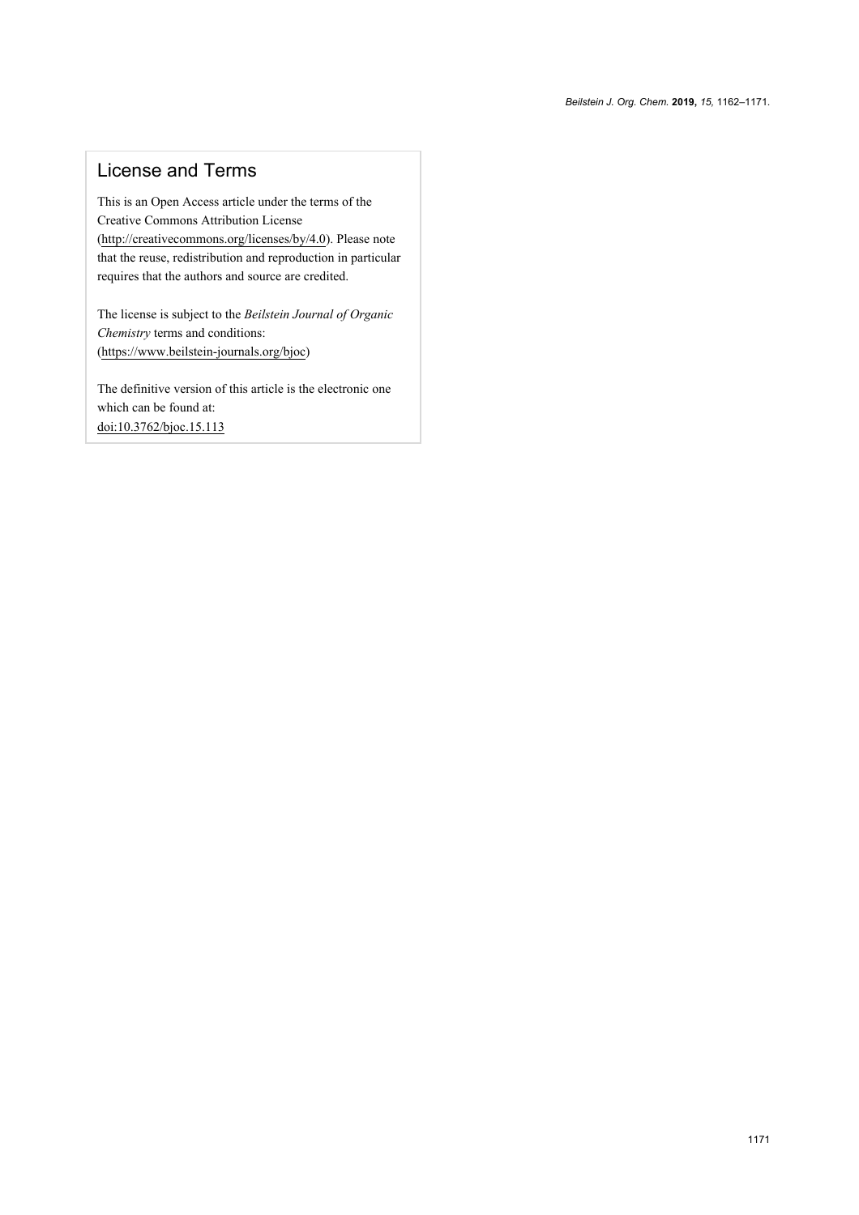## License and Terms

This is an Open Access article under the terms of the Creative Commons Attribution License (http://creativecommons.org/licenses/by/4.0). Please note that the reuse, redistribution and reproduction in particular requires that the authors and source are credited.

The license is subject to the *Beilstein Journal of Organic Chemistry* terms and conditions: (https://www.beilstein-journals.org/bjoc)

The definitive version of this article is the electronic one which can be found at:
doi:10.3762/bjoc.15.113